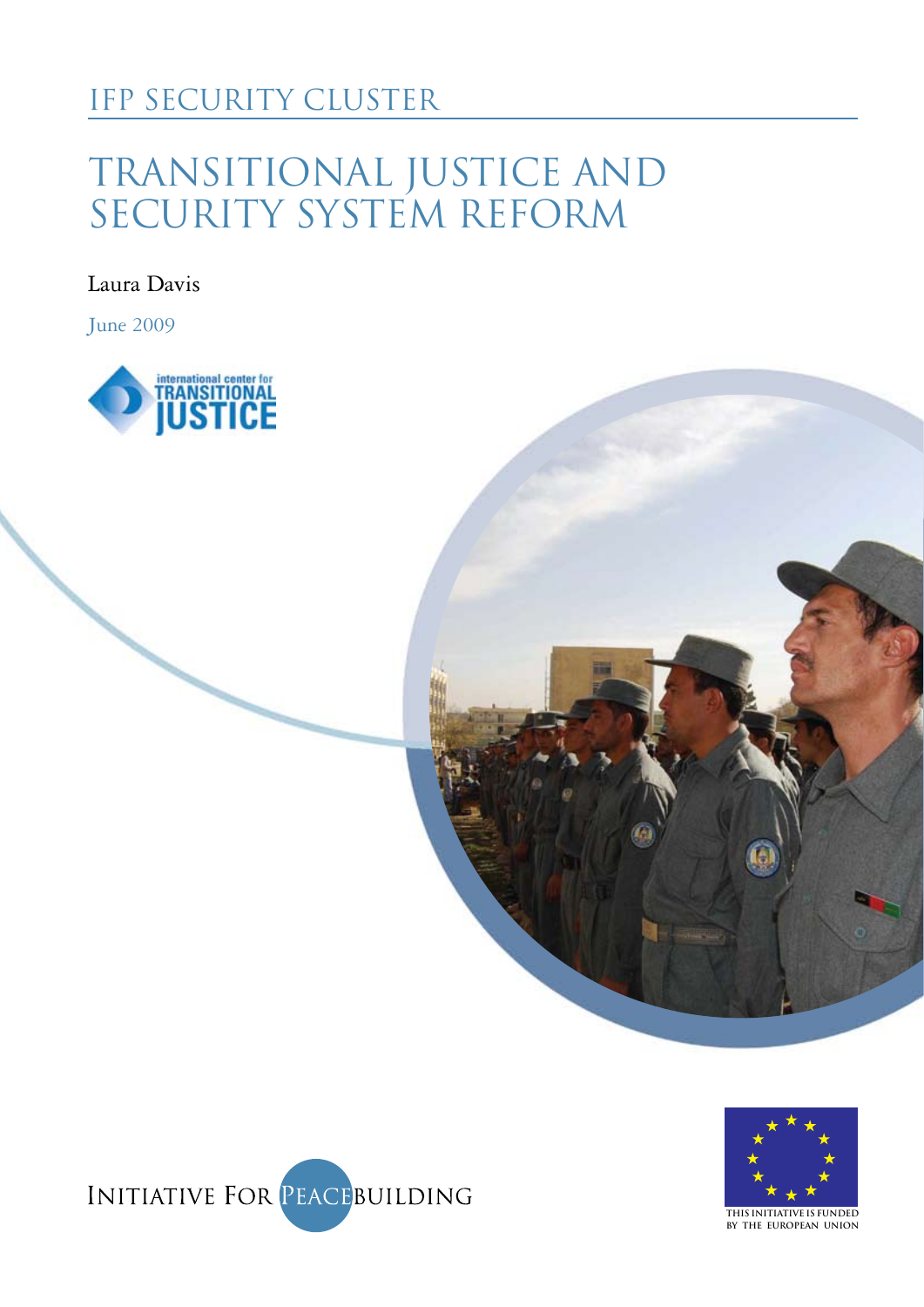IFP SECURITY CLUSTER

# TRANSITIONAL JUSTICE AND SECURITY SYSTEM REFORM

Laura Davis

June 2009

international center for TRANSITIONAL JUSTICE

INITIATIVE FOR PEACEBUILDING

THIS INITIATIVE IS FUNDED BY THE EUROPEAN UNION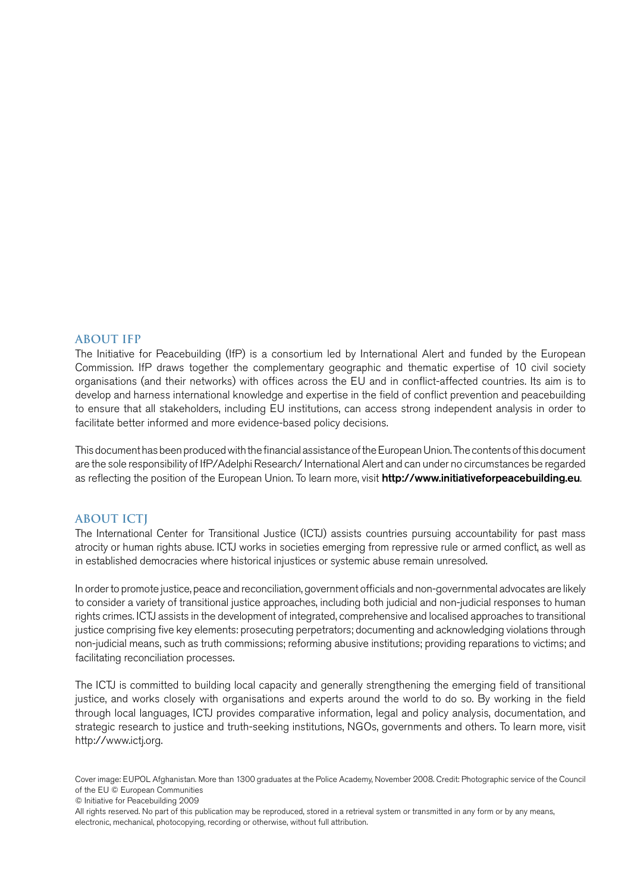## ABOUT IFP

The Initiative for Peacebuilding (IfP) is a consortium led by International Alert and funded by the European Commission. IfP draws together the complementary geographic and thematic expertise of 10 civil society organisations (and their networks) with offices across the EU and in conflict-affected countries. Its aim is to develop and harness international knowledge and expertise in the field of conflict prevention and peacebuilding to ensure that all stakeholders, including EU institutions, can access strong independent analysis in order to facilitate better informed and more evidence-based policy decisions.

This document has been produced with the financial assistance of the European Union. The contents of this document are the sole responsibility of IfP/Adelphi Research/ International Alert and can under no circumstances be regarded as reflecting the position of the European Union. To learn more, visit **http://www.initiativeforpeacebuilding.eu**.

## ABOUT ICTJ

The International Center for Transitional Justice (ICTJ) assists countries pursuing accountability for past mass atrocity or human rights abuse. ICTJ works in societies emerging from repressive rule or armed conflict, as well as in established democracies where historical injustices or systemic abuse remain unresolved.

In order to promote justice, peace and reconciliation, government officials and non-governmental advocates are likely to consider a variety of transitional justice approaches, including both judicial and non-judicial responses to human rights crimes. ICTJ assists in the development of integrated, comprehensive and localised approaches to transitional justice comprising five key elements: prosecuting perpetrators; documenting and acknowledging violations through non-judicial means, such as truth commissions; reforming abusive institutions; providing reparations to victims; and facilitating reconciliation processes.

The ICTJ is committed to building local capacity and generally strengthening the emerging field of transitional justice, and works closely with organisations and experts around the world to do so. By working in the field through local languages, ICTJ provides comparative information, legal and policy analysis, documentation, and strategic research to justice and truth-seeking institutions, NGOs, governments and others. To learn more, visit http://www.ictj.org.

Cover image: EUPOL Afghanistan. More than 1300 graduates at the Police Academy, November 2008. Credit: Photographic service of the Council of the EU © European Communities

© Initiative for Peacebuilding 2009

All rights reserved. No part of this publication may be reproduced, stored in a retrieval system or transmitted in any form or by any means, electronic, mechanical, photocopying, recording or otherwise, without full attribution.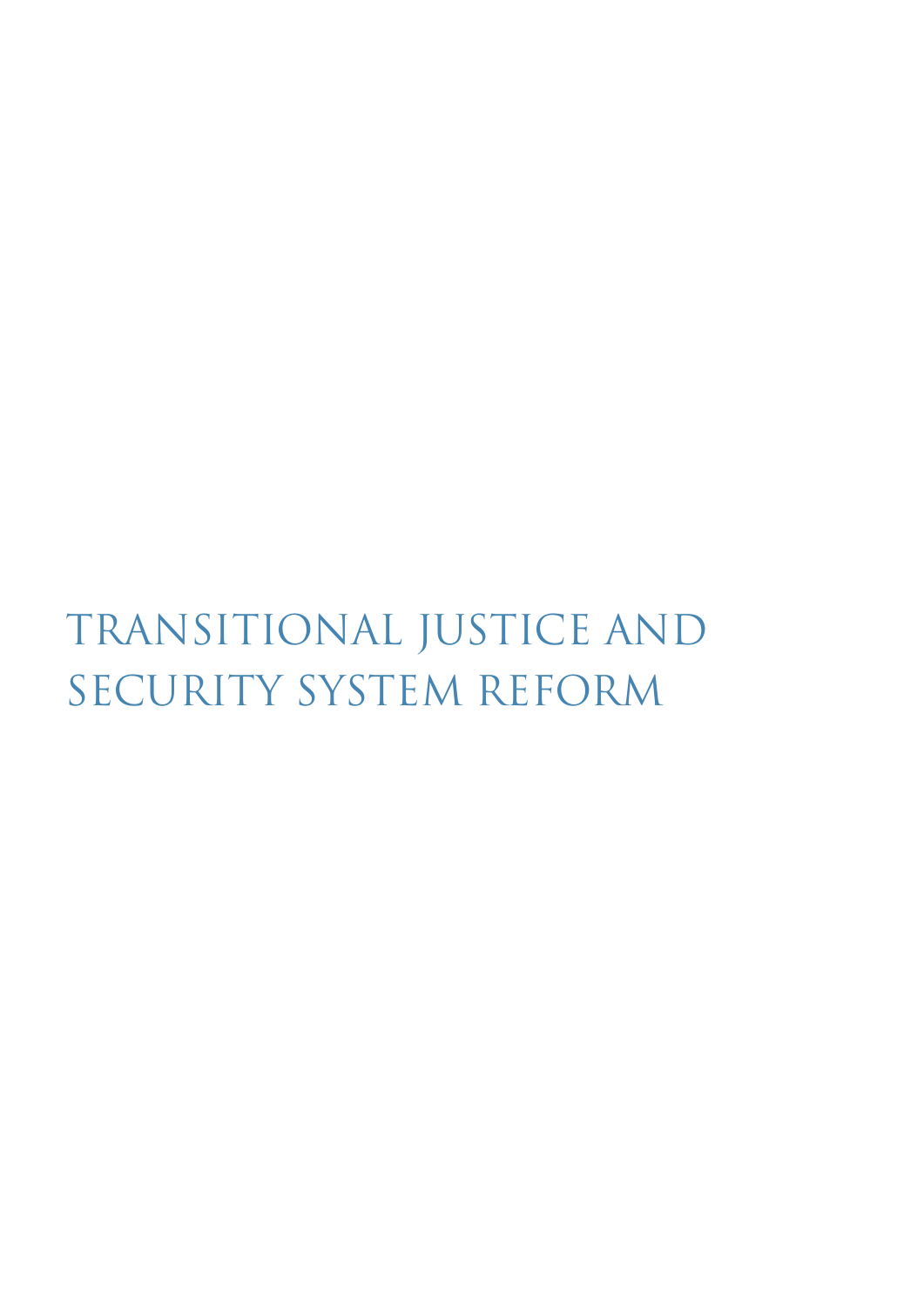# TRANSITIONAL JUSTICE AND SECURITY SYSTEM REFORM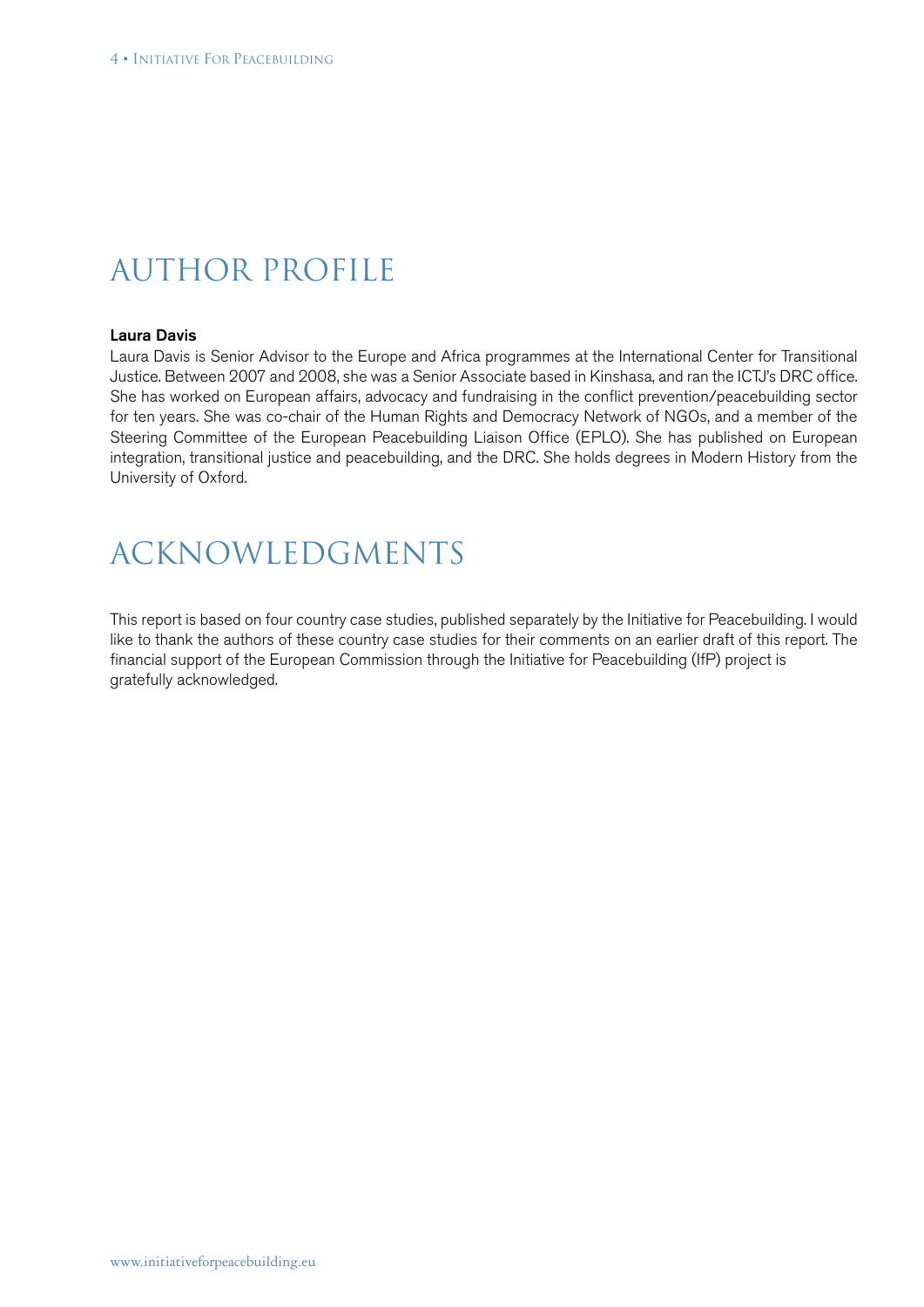# AUTHOR PROFILE

**Laura Davis**

Laura Davis is Senior Advisor to the Europe and Africa programmes at the International Center for Transitional Justice. Between 2007 and 2008, she was a Senior Associate based in Kinshasa, and ran the ICTJ's DRC office. She has worked on European affairs, advocacy and fundraising in the conflict prevention/peacebuilding sector for ten years. She was co-chair of the Human Rights and Democracy Network of NGOs, and a member of the Steering Committee of the European Peacebuilding Liaison Office (EPLO). She has published on European integration, transitional justice and peacebuilding, and the DRC. She holds degrees in Modern History from the University of Oxford.

# ACKNOWLEDGMENTS

This report is based on four country case studies, published separately by the Initiative for Peacebuilding. I would like to thank the authors of these country case studies for their comments on an earlier draft of this report. The financial support of the European Commission through the Initiative for Peacebuilding (IfP) project is gratefully acknowledged.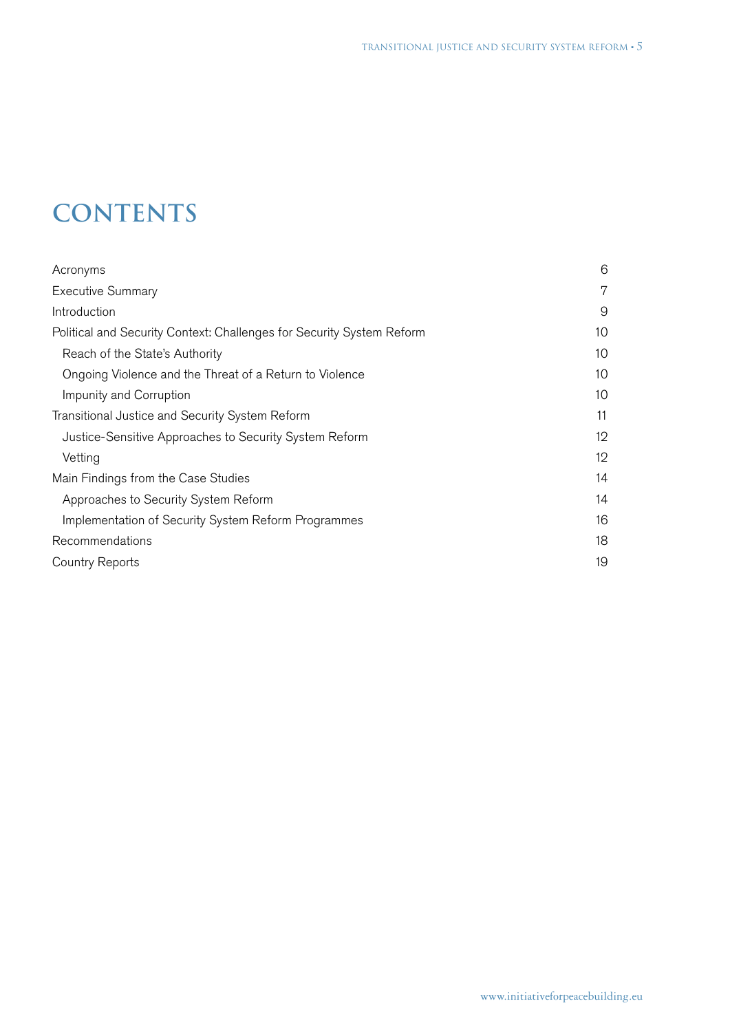# CONTENTS

| | |
|---|---|
| Acronyms | 6 |
| Executive Summary | 7 |
| Introduction | 9 |
| Political and Security Context: Challenges for Security System Reform | 10 |
| Reach of the State's Authority | 10 |
| Ongoing Violence and the Threat of a Return to Violence | 10 |
| Impunity and Corruption | 10 |
| Transitional Justice and Security System Reform | 11 |
| Justice-Sensitive Approaches to Security System Reform | 12 |
| Vetting | 12 |
| Main Findings from the Case Studies | 14 |
| Approaches to Security System Reform | 14 |
| Implementation of Security System Reform Programmes | 16 |
| Recommendations | 18 |
| Country Reports | 19 |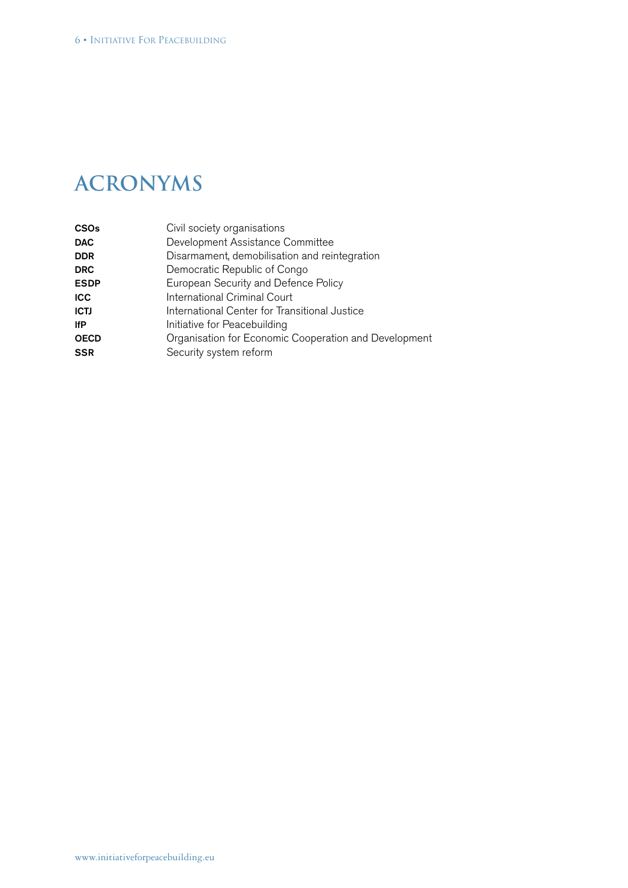# ACRONYMS

| | |
|---|---|
| **CSOs** | Civil society organisations |
| **DAC** | Development Assistance Committee |
| **DDR** | Disarmament, demobilisation and reintegration |
| **DRC** | Democratic Republic of Congo |
| **ESDP** | European Security and Defence Policy |
| **ICC** | International Criminal Court |
| **ICTJ** | International Center for Transitional Justice |
| **IfP** | Initiative for Peacebuilding |
| **OECD** | Organisation for Economic Cooperation and Development |
| **SSR** | Security system reform |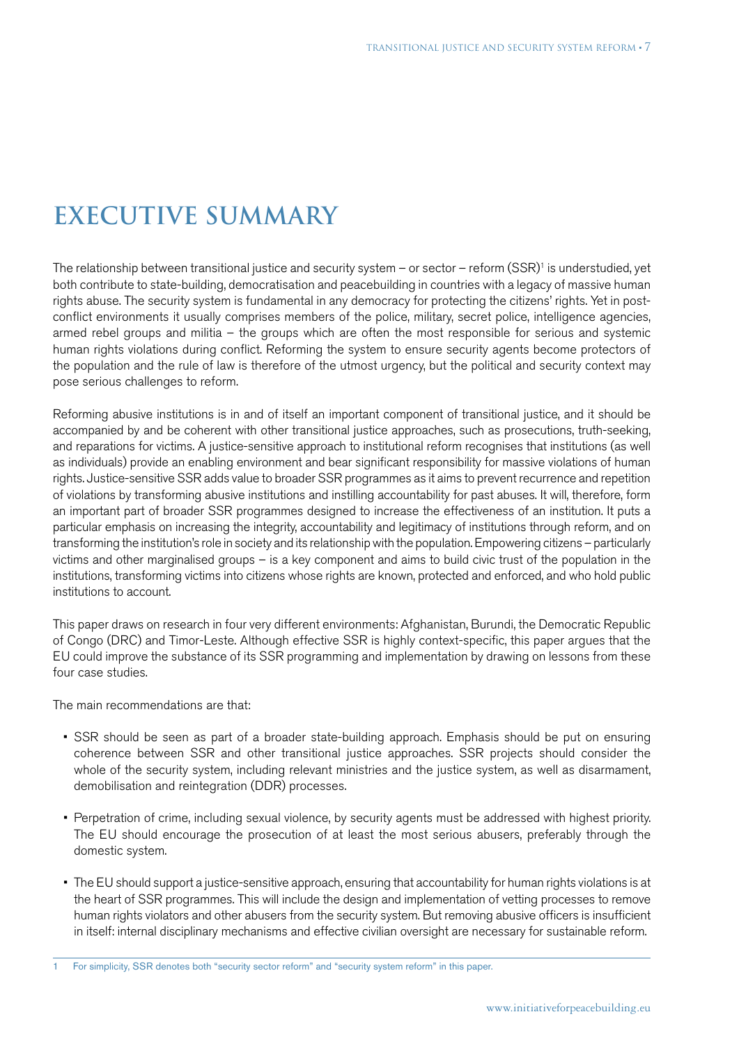# EXECUTIVE SUMMARY

The relationship between transitional justice and security system – or sector – reform (SSR)[1] is understudied, yet both contribute to state-building, democratisation and peacebuilding in countries with a legacy of massive human rights abuse. The security system is fundamental in any democracy for protecting the citizens' rights. Yet in post-conflict environments it usually comprises members of the police, military, secret police, intelligence agencies, armed rebel groups and militia – the groups which are often the most responsible for serious and systemic human rights violations during conflict. Reforming the system to ensure security agents become protectors of the population and the rule of law is therefore of the utmost urgency, but the political and security context may pose serious challenges to reform.

Reforming abusive institutions is in and of itself an important component of transitional justice, and it should be accompanied by and be coherent with other transitional justice approaches, such as prosecutions, truth-seeking, and reparations for victims. A justice-sensitive approach to institutional reform recognises that institutions (as well as individuals) provide an enabling environment and bear significant responsibility for massive violations of human rights. Justice-sensitive SSR adds value to broader SSR programmes as it aims to prevent recurrence and repetition of violations by transforming abusive institutions and instilling accountability for past abuses. It will, therefore, form an important part of broader SSR programmes designed to increase the effectiveness of an institution. It puts a particular emphasis on increasing the integrity, accountability and legitimacy of institutions through reform, and on transforming the institution's role in society and its relationship with the population. Empowering citizens – particularly victims and other marginalised groups – is a key component and aims to build civic trust of the population in the institutions, transforming victims into citizens whose rights are known, protected and enforced, and who hold public institutions to account.

This paper draws on research in four very different environments: Afghanistan, Burundi, the Democratic Republic of Congo (DRC) and Timor-Leste. Although effective SSR is highly context-specific, this paper argues that the EU could improve the substance of its SSR programming and implementation by drawing on lessons from these four case studies.

The main recommendations are that:

- SSR should be seen as part of a broader state-building approach. Emphasis should be put on ensuring coherence between SSR and other transitional justice approaches. SSR projects should consider the whole of the security system, including relevant ministries and the justice system, as well as disarmament, demobilisation and reintegration (DDR) processes.
- Perpetration of crime, including sexual violence, by security agents must be addressed with highest priority. The EU should encourage the prosecution of at least the most serious abusers, preferably through the domestic system.
- The EU should support a justice-sensitive approach, ensuring that accountability for human rights violations is at the heart of SSR programmes. This will include the design and implementation of vetting processes to remove human rights violators and other abusers from the security system. But removing abusive officers is insufficient in itself: internal disciplinary mechanisms and effective civilian oversight are necessary for sustainable reform.

[1] For simplicity, SSR denotes both "security sector reform" and "security system reform" in this paper.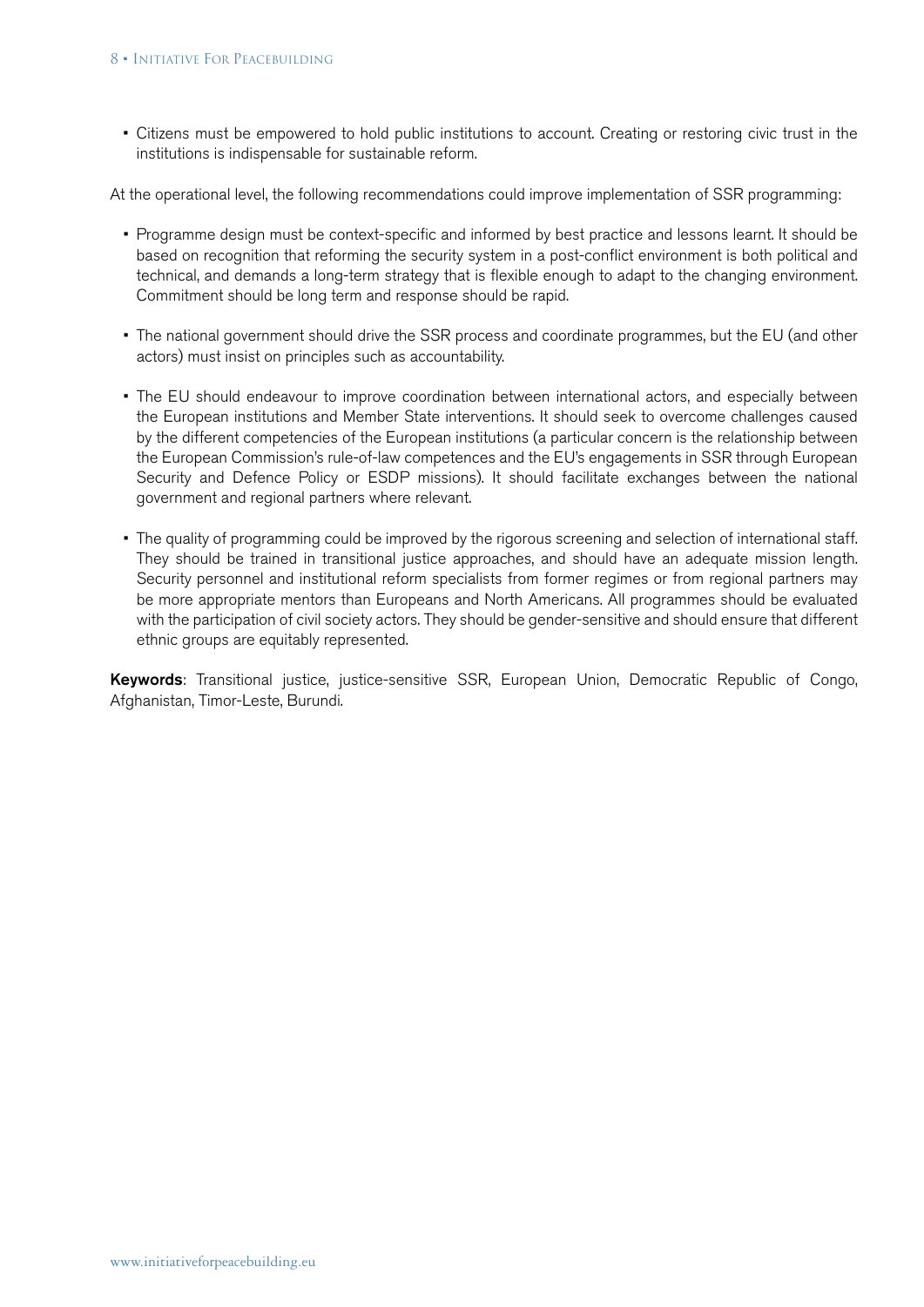- Citizens must be empowered to hold public institutions to account. Creating or restoring civic trust in the institutions is indispensable for sustainable reform.

At the operational level, the following recommendations could improve implementation of SSR programming:

- Programme design must be context-specific and informed by best practice and lessons learnt. It should be based on recognition that reforming the security system in a post-conflict environment is both political and technical, and demands a long-term strategy that is flexible enough to adapt to the changing environment. Commitment should be long term and response should be rapid.

- The national government should drive the SSR process and coordinate programmes, but the EU (and other actors) must insist on principles such as accountability.

- The EU should endeavour to improve coordination between international actors, and especially between the European institutions and Member State interventions. It should seek to overcome challenges caused by the different competencies of the European institutions (a particular concern is the relationship between the European Commission's rule-of-law competences and the EU's engagements in SSR through European Security and Defence Policy or ESDP missions). It should facilitate exchanges between the national government and regional partners where relevant.

- The quality of programming could be improved by the rigorous screening and selection of international staff. They should be trained in transitional justice approaches, and should have an adequate mission length. Security personnel and institutional reform specialists from former regimes or from regional partners may be more appropriate mentors than Europeans and North Americans. All programmes should be evaluated with the participation of civil society actors. They should be gender-sensitive and should ensure that different ethnic groups are equitably represented.

**Keywords**: Transitional justice, justice-sensitive SSR, European Union, Democratic Republic of Congo, Afghanistan, Timor-Leste, Burundi.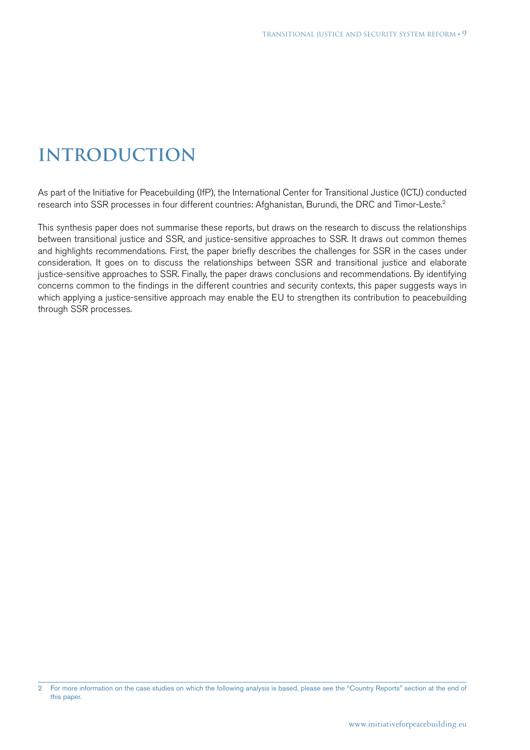# INTRODUCTION

As part of the Initiative for Peacebuilding (IfP), the International Center for Transitional Justice (ICTJ) conducted research into SSR processes in four different countries: Afghanistan, Burundi, the DRC and Timor-Leste.[2]

This synthesis paper does not summarise these reports, but draws on the research to discuss the relationships between transitional justice and SSR, and justice-sensitive approaches to SSR. It draws out common themes and highlights recommendations. First, the paper briefly describes the challenges for SSR in the cases under consideration. It goes on to discuss the relationships between SSR and transitional justice and elaborate justice-sensitive approaches to SSR. Finally, the paper draws conclusions and recommendations. By identifying concerns common to the findings in the different countries and security contexts, this paper suggests ways in which applying a justice-sensitive approach may enable the EU to strengthen its contribution to peacebuilding through SSR processes.

---

2 For more information on the case studies on which the following analysis is based, please see the "Country Reports" section at the end of this paper.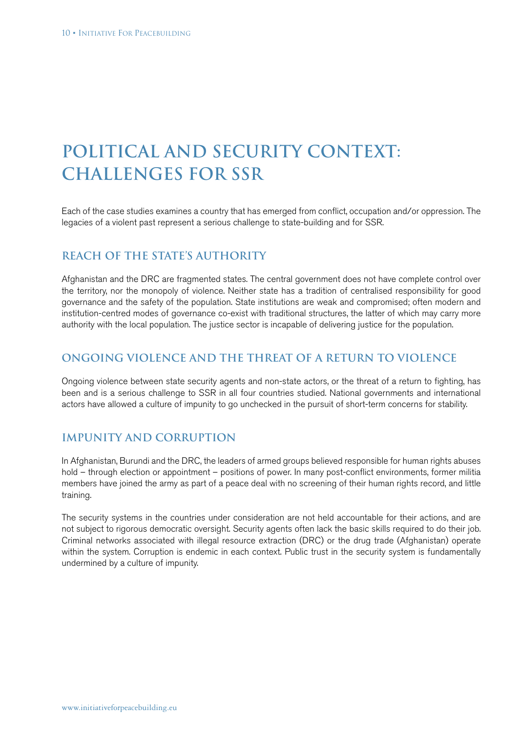# POLITICAL AND SECURITY CONTEXT: CHALLENGES FOR SSR

Each of the case studies examines a country that has emerged from conflict, occupation and/or oppression. The legacies of a violent past represent a serious challenge to state-building and for SSR.

## REACH OF THE STATE'S AUTHORITY

Afghanistan and the DRC are fragmented states. The central government does not have complete control over the territory, nor the monopoly of violence. Neither state has a tradition of centralised responsibility for good governance and the safety of the population. State institutions are weak and compromised; often modern and institution-centred modes of governance co-exist with traditional structures, the latter of which may carry more authority with the local population. The justice sector is incapable of delivering justice for the population.

## ONGOING VIOLENCE AND THE THREAT OF A RETURN TO VIOLENCE

Ongoing violence between state security agents and non-state actors, or the threat of a return to fighting, has been and is a serious challenge to SSR in all four countries studied. National governments and international actors have allowed a culture of impunity to go unchecked in the pursuit of short-term concerns for stability.

## IMPUNITY AND CORRUPTION

In Afghanistan, Burundi and the DRC, the leaders of armed groups believed responsible for human rights abuses hold – through election or appointment – positions of power. In many post-conflict environments, former militia members have joined the army as part of a peace deal with no screening of their human rights record, and little training.

The security systems in the countries under consideration are not held accountable for their actions, and are not subject to rigorous democratic oversight. Security agents often lack the basic skills required to do their job. Criminal networks associated with illegal resource extraction (DRC) or the drug trade (Afghanistan) operate within the system. Corruption is endemic in each context. Public trust in the security system is fundamentally undermined by a culture of impunity.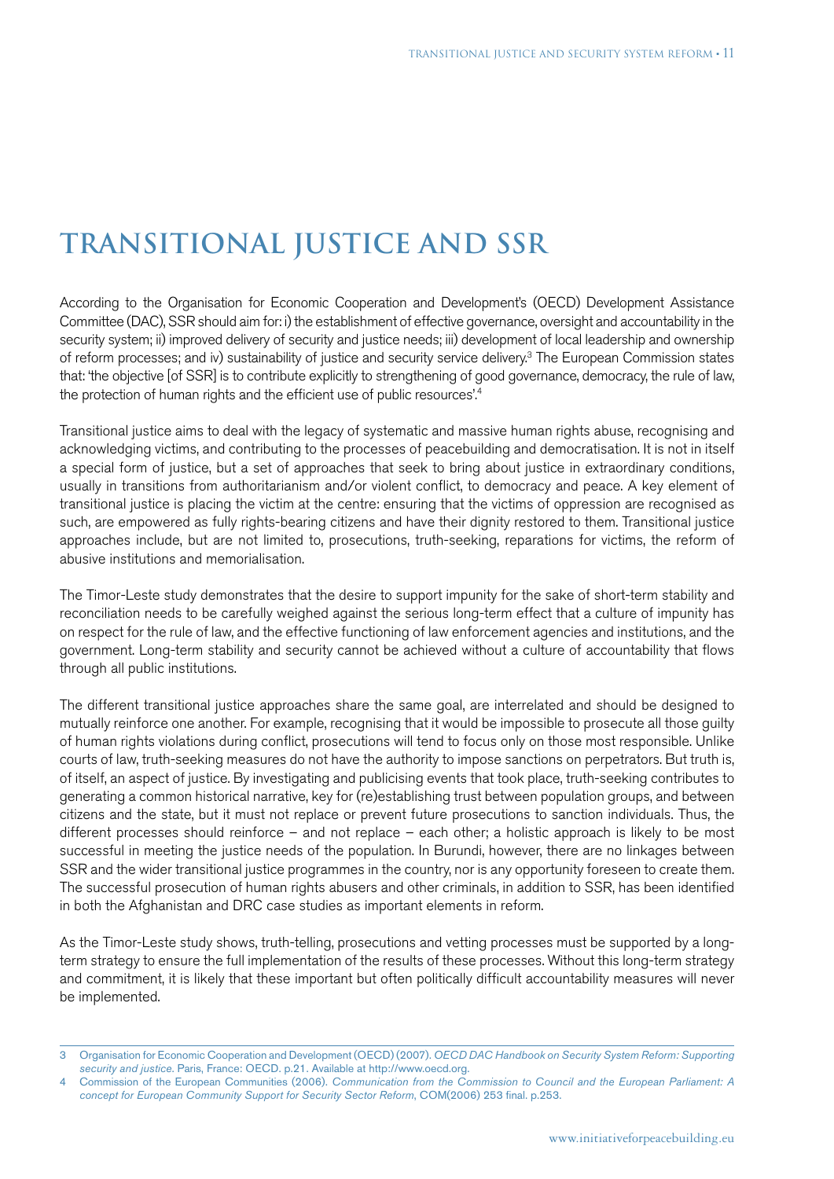# TRANSITIONAL JUSTICE AND SSR

According to the Organisation for Economic Cooperation and Development's (OECD) Development Assistance Committee (DAC), SSR should aim for: i) the establishment of effective governance, oversight and accountability in the security system; ii) improved delivery of security and justice needs; iii) development of local leadership and ownership of reform processes; and iv) sustainability of justice and security service delivery.[3] The European Commission states that: 'the objective [of SSR] is to contribute explicitly to strengthening of good governance, democracy, the rule of law, the protection of human rights and the efficient use of public resources'.[4]

Transitional justice aims to deal with the legacy of systematic and massive human rights abuse, recognising and acknowledging victims, and contributing to the processes of peacebuilding and democratisation. It is not in itself a special form of justice, but a set of approaches that seek to bring about justice in extraordinary conditions, usually in transitions from authoritarianism and/or violent conflict, to democracy and peace. A key element of transitional justice is placing the victim at the centre: ensuring that the victims of oppression are recognised as such, are empowered as fully rights-bearing citizens and have their dignity restored to them. Transitional justice approaches include, but are not limited to, prosecutions, truth-seeking, reparations for victims, the reform of abusive institutions and memorialisation.

The Timor-Leste study demonstrates that the desire to support impunity for the sake of short-term stability and reconciliation needs to be carefully weighed against the serious long-term effect that a culture of impunity has on respect for the rule of law, and the effective functioning of law enforcement agencies and institutions, and the government. Long-term stability and security cannot be achieved without a culture of accountability that flows through all public institutions.

The different transitional justice approaches share the same goal, are interrelated and should be designed to mutually reinforce one another. For example, recognising that it would be impossible to prosecute all those guilty of human rights violations during conflict, prosecutions will tend to focus only on those most responsible. Unlike courts of law, truth-seeking measures do not have the authority to impose sanctions on perpetrators. But truth is, of itself, an aspect of justice. By investigating and publicising events that took place, truth-seeking contributes to generating a common historical narrative, key for (re)establishing trust between population groups, and between citizens and the state, but it must not replace or prevent future prosecutions to sanction individuals. Thus, the different processes should reinforce – and not replace – each other; a holistic approach is likely to be most successful in meeting the justice needs of the population. In Burundi, however, there are no linkages between SSR and the wider transitional justice programmes in the country, nor is any opportunity foreseen to create them. The successful prosecution of human rights abusers and other criminals, in addition to SSR, has been identified in both the Afghanistan and DRC case studies as important elements in reform.

As the Timor-Leste study shows, truth-telling, prosecutions and vetting processes must be supported by a long-term strategy to ensure the full implementation of the results of these processes. Without this long-term strategy and commitment, it is likely that these important but often politically difficult accountability measures will never be implemented.

---

3 Organisation for Economic Cooperation and Development (OECD) (2007). *OECD DAC Handbook on Security System Reform: Supporting security and justice*. Paris, France: OECD. p.21. Available at http://www.oecd.org.

4 Commission of the European Communities (2006). *Communication from the Commission to Council and the European Parliament: A concept for European Community Support for Security Sector Reform*, COM(2006) 253 final. p.253.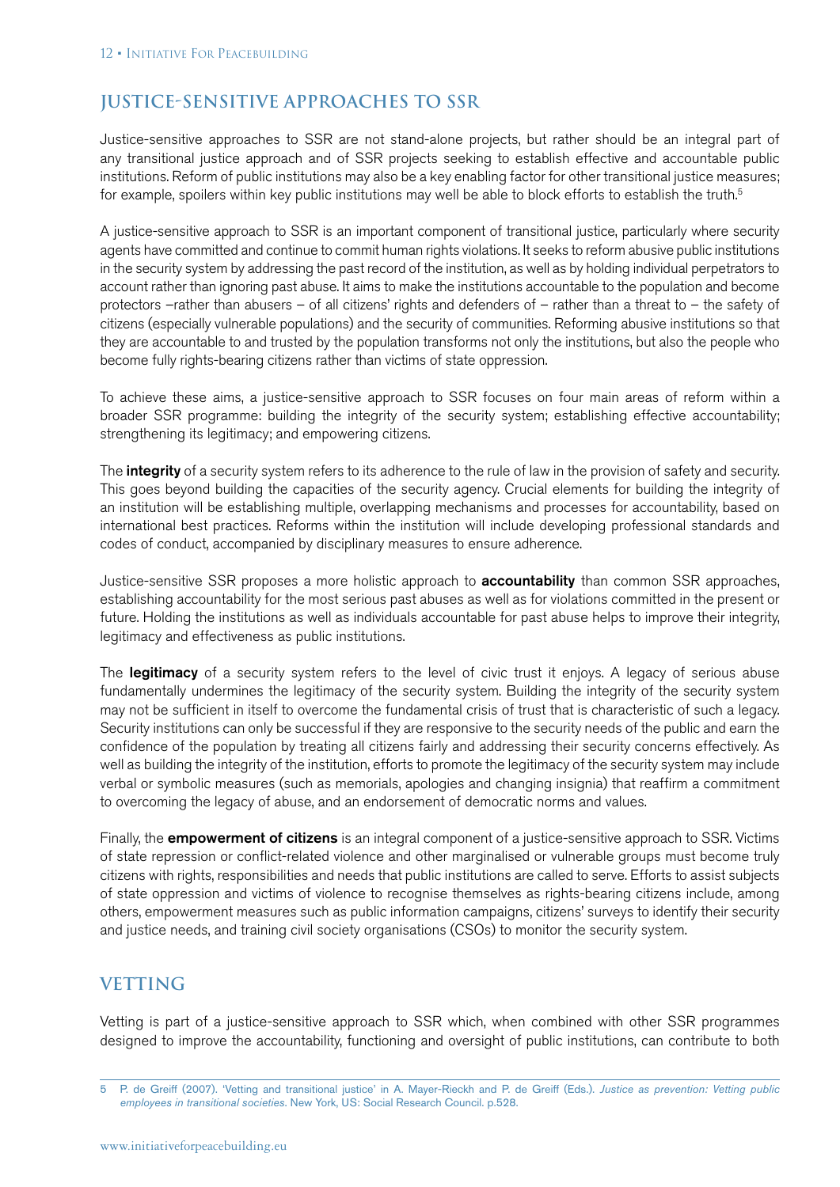## JUSTICE-SENSITIVE APPROACHES TO SSR

Justice-sensitive approaches to SSR are not stand-alone projects, but rather should be an integral part of any transitional justice approach and of SSR projects seeking to establish effective and accountable public institutions. Reform of public institutions may also be a key enabling factor for other transitional justice measures; for example, spoilers within key public institutions may well be able to block efforts to establish the truth.[5]

A justice-sensitive approach to SSR is an important component of transitional justice, particularly where security agents have committed and continue to commit human rights violations. It seeks to reform abusive public institutions in the security system by addressing the past record of the institution, as well as by holding individual perpetrators to account rather than ignoring past abuse. It aims to make the institutions accountable to the population and become protectors –rather than abusers – of all citizens' rights and defenders of – rather than a threat to – the safety of citizens (especially vulnerable populations) and the security of communities. Reforming abusive institutions so that they are accountable to and trusted by the population transforms not only the institutions, but also the people who become fully rights-bearing citizens rather than victims of state oppression.

To achieve these aims, a justice-sensitive approach to SSR focuses on four main areas of reform within a broader SSR programme: building the integrity of the security system; establishing effective accountability; strengthening its legitimacy; and empowering citizens.

The **integrity** of a security system refers to its adherence to the rule of law in the provision of safety and security. This goes beyond building the capacities of the security agency. Crucial elements for building the integrity of an institution will be establishing multiple, overlapping mechanisms and processes for accountability, based on international best practices. Reforms within the institution will include developing professional standards and codes of conduct, accompanied by disciplinary measures to ensure adherence.

Justice-sensitive SSR proposes a more holistic approach to **accountability** than common SSR approaches, establishing accountability for the most serious past abuses as well as for violations committed in the present or future. Holding the institutions as well as individuals accountable for past abuse helps to improve their integrity, legitimacy and effectiveness as public institutions.

The **legitimacy** of a security system refers to the level of civic trust it enjoys. A legacy of serious abuse fundamentally undermines the legitimacy of the security system. Building the integrity of the security system may not be sufficient in itself to overcome the fundamental crisis of trust that is characteristic of such a legacy. Security institutions can only be successful if they are responsive to the security needs of the public and earn the confidence of the population by treating all citizens fairly and addressing their security concerns effectively. As well as building the integrity of the institution, efforts to promote the legitimacy of the security system may include verbal or symbolic measures (such as memorials, apologies and changing insignia) that reaffirm a commitment to overcoming the legacy of abuse, and an endorsement of democratic norms and values.

Finally, the **empowerment of citizens** is an integral component of a justice-sensitive approach to SSR. Victims of state repression or conflict-related violence and other marginalised or vulnerable groups must become truly citizens with rights, responsibilities and needs that public institutions are called to serve. Efforts to assist subjects of state oppression and victims of violence to recognise themselves as rights-bearing citizens include, among others, empowerment measures such as public information campaigns, citizens' surveys to identify their security and justice needs, and training civil society organisations (CSOs) to monitor the security system.

## VETTING

Vetting is part of a justice-sensitive approach to SSR which, when combined with other SSR programmes designed to improve the accountability, functioning and oversight of public institutions, can contribute to both

---

5 P. de Greiff (2007). 'Vetting and transitional justice' in A. Mayer-Rieckh and P. de Greiff (Eds.). *Justice as prevention: Vetting public employees in transitional societies*. New York, US: Social Research Council. p.528.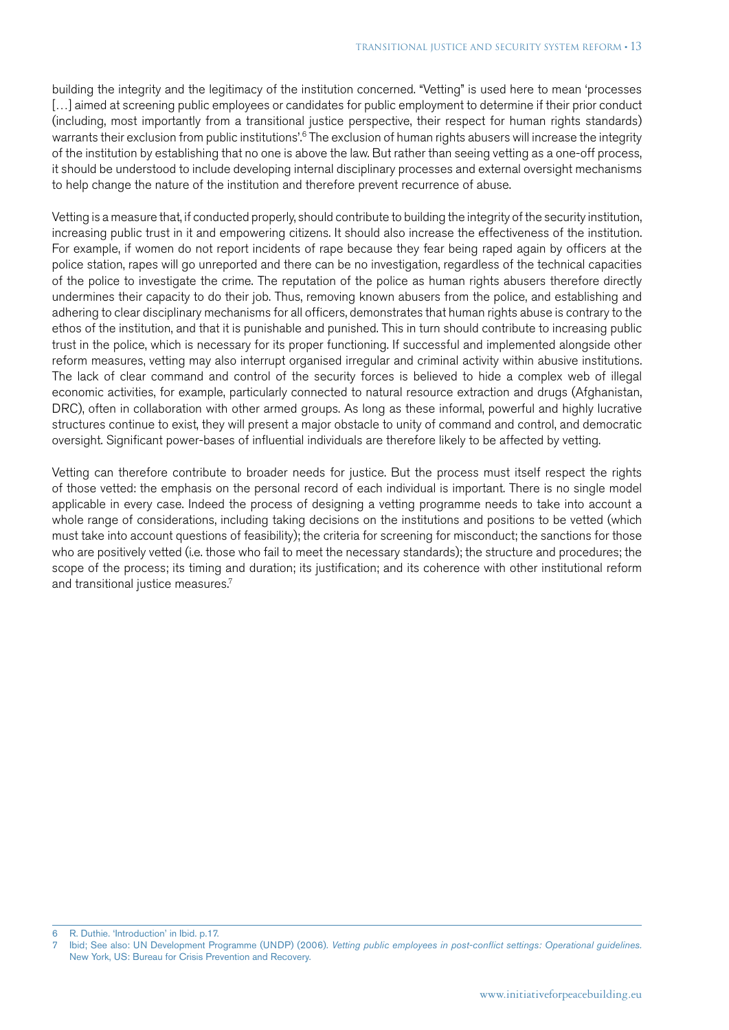building the integrity and the legitimacy of the institution concerned. "Vetting" is used here to mean 'processes […] aimed at screening public employees or candidates for public employment to determine if their prior conduct (including, most importantly from a transitional justice perspective, their respect for human rights standards) warrants their exclusion from public institutions'.[6] The exclusion of human rights abusers will increase the integrity of the institution by establishing that no one is above the law. But rather than seeing vetting as a one-off process, it should be understood to include developing internal disciplinary processes and external oversight mechanisms to help change the nature of the institution and therefore prevent recurrence of abuse.

Vetting is a measure that, if conducted properly, should contribute to building the integrity of the security institution, increasing public trust in it and empowering citizens. It should also increase the effectiveness of the institution. For example, if women do not report incidents of rape because they fear being raped again by officers at the police station, rapes will go unreported and there can be no investigation, regardless of the technical capacities of the police to investigate the crime. The reputation of the police as human rights abusers therefore directly undermines their capacity to do their job. Thus, removing known abusers from the police, and establishing and adhering to clear disciplinary mechanisms for all officers, demonstrates that human rights abuse is contrary to the ethos of the institution, and that it is punishable and punished. This in turn should contribute to increasing public trust in the police, which is necessary for its proper functioning. If successful and implemented alongside other reform measures, vetting may also interrupt organised irregular and criminal activity within abusive institutions. The lack of clear command and control of the security forces is believed to hide a complex web of illegal economic activities, for example, particularly connected to natural resource extraction and drugs (Afghanistan, DRC), often in collaboration with other armed groups. As long as these informal, powerful and highly lucrative structures continue to exist, they will present a major obstacle to unity of command and control, and democratic oversight. Significant power-bases of influential individuals are therefore likely to be affected by vetting.

Vetting can therefore contribute to broader needs for justice. But the process must itself respect the rights of those vetted: the emphasis on the personal record of each individual is important. There is no single model applicable in every case. Indeed the process of designing a vetting programme needs to take into account a whole range of considerations, including taking decisions on the institutions and positions to be vetted (which must take into account questions of feasibility); the criteria for screening for misconduct; the sanctions for those who are positively vetted (i.e. those who fail to meet the necessary standards); the structure and procedures; the scope of the process; its timing and duration; its justification; and its coherence with other institutional reform and transitional justice measures.[7]

---

6 R. Duthie. 'Introduction' in Ibid. p.17.

7 Ibid; See also: UN Development Programme (UNDP) (2006). *Vetting public employees in post-conflict settings: Operational guidelines.* New York, US: Bureau for Crisis Prevention and Recovery.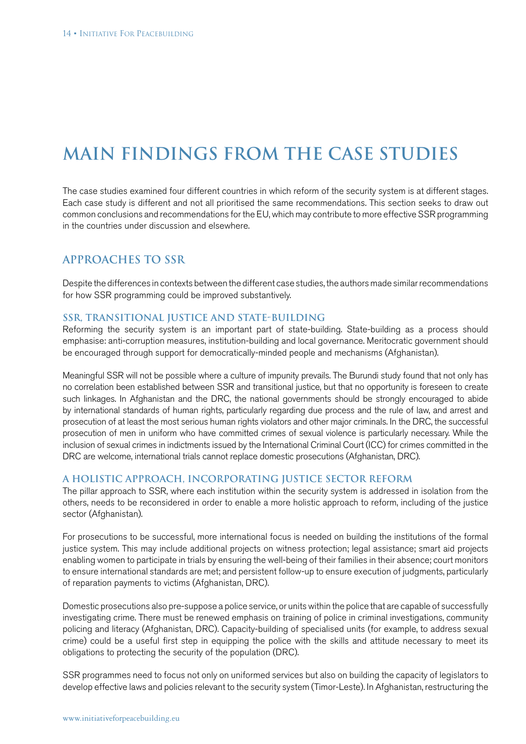# MAIN FINDINGS FROM THE CASE STUDIES

The case studies examined four different countries in which reform of the security system is at different stages. Each case study is different and not all prioritised the same recommendations. This section seeks to draw out common conclusions and recommendations for the EU, which may contribute to more effective SSR programming in the countries under discussion and elsewhere.

## APPROACHES TO SSR

Despite the differences in contexts between the different case studies, the authors made similar recommendations for how SSR programming could be improved substantively.

### SSR, TRANSITIONAL JUSTICE AND STATE-BUILDING

Reforming the security system is an important part of state-building. State-building as a process should emphasise: anti-corruption measures, institution-building and local governance. Meritocratic government should be encouraged through support for democratically-minded people and mechanisms (Afghanistan).

Meaningful SSR will not be possible where a culture of impunity prevails. The Burundi study found that not only has no correlation been established between SSR and transitional justice, but that no opportunity is foreseen to create such linkages. In Afghanistan and the DRC, the national governments should be strongly encouraged to abide by international standards of human rights, particularly regarding due process and the rule of law, and arrest and prosecution of at least the most serious human rights violators and other major criminals. In the DRC, the successful prosecution of men in uniform who have committed crimes of sexual violence is particularly necessary. While the inclusion of sexual crimes in indictments issued by the International Criminal Court (ICC) for crimes committed in the DRC are welcome, international trials cannot replace domestic prosecutions (Afghanistan, DRC).

### A HOLISTIC APPROACH, INCORPORATING JUSTICE SECTOR REFORM

The pillar approach to SSR, where each institution within the security system is addressed in isolation from the others, needs to be reconsidered in order to enable a more holistic approach to reform, including of the justice sector (Afghanistan).

For prosecutions to be successful, more international focus is needed on building the institutions of the formal justice system. This may include additional projects on witness protection; legal assistance; smart aid projects enabling women to participate in trials by ensuring the well-being of their families in their absence; court monitors to ensure international standards are met; and persistent follow-up to ensure execution of judgments, particularly of reparation payments to victims (Afghanistan, DRC).

Domestic prosecutions also pre-suppose a police service, or units within the police that are capable of successfully investigating crime. There must be renewed emphasis on training of police in criminal investigations, community policing and literacy (Afghanistan, DRC). Capacity-building of specialised units (for example, to address sexual crime) could be a useful first step in equipping the police with the skills and attitude necessary to meet its obligations to protecting the security of the population (DRC).

SSR programmes need to focus not only on uniformed services but also on building the capacity of legislators to develop effective laws and policies relevant to the security system (Timor-Leste). In Afghanistan, restructuring the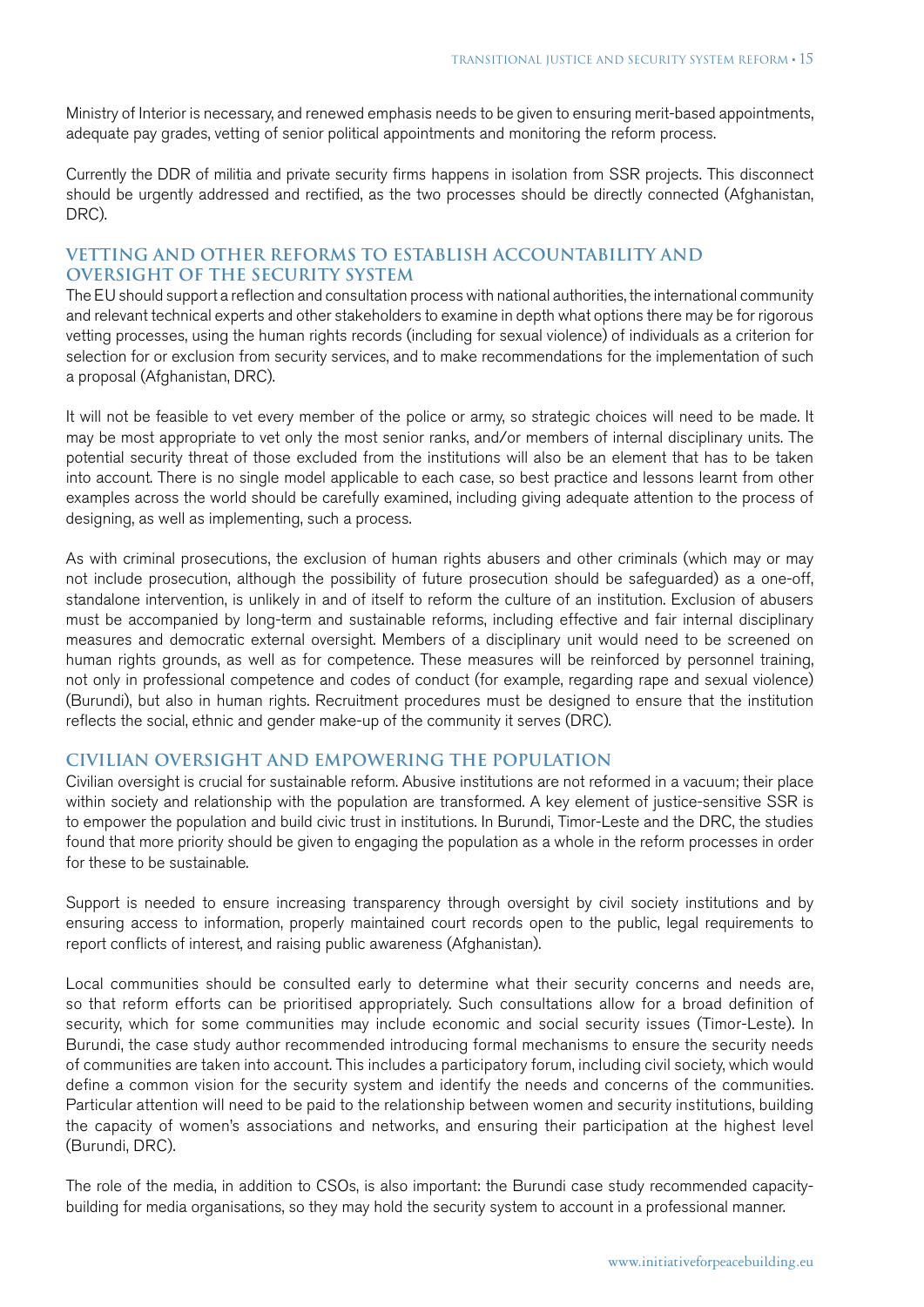Ministry of Interior is necessary, and renewed emphasis needs to be given to ensuring merit-based appointments, adequate pay grades, vetting of senior political appointments and monitoring the reform process.

Currently the DDR of militia and private security firms happens in isolation from SSR projects. This disconnect should be urgently addressed and rectified, as the two processes should be directly connected (Afghanistan, DRC).

## Vetting and other reforms to establish accountability and oversight of the security system

The EU should support a reflection and consultation process with national authorities, the international community and relevant technical experts and other stakeholders to examine in depth what options there may be for rigorous vetting processes, using the human rights records (including for sexual violence) of individuals as a criterion for selection for or exclusion from security services, and to make recommendations for the implementation of such a proposal (Afghanistan, DRC).

It will not be feasible to vet every member of the police or army, so strategic choices will need to be made. It may be most appropriate to vet only the most senior ranks, and/or members of internal disciplinary units. The potential security threat of those excluded from the institutions will also be an element that has to be taken into account. There is no single model applicable to each case, so best practice and lessons learnt from other examples across the world should be carefully examined, including giving adequate attention to the process of designing, as well as implementing, such a process.

As with criminal prosecutions, the exclusion of human rights abusers and other criminals (which may or may not include prosecution, although the possibility of future prosecution should be safeguarded) as a one-off, standalone intervention, is unlikely in and of itself to reform the culture of an institution. Exclusion of abusers must be accompanied by long-term and sustainable reforms, including effective and fair internal disciplinary measures and democratic external oversight. Members of a disciplinary unit would need to be screened on human rights grounds, as well as for competence. These measures will be reinforced by personnel training, not only in professional competence and codes of conduct (for example, regarding rape and sexual violence) (Burundi), but also in human rights. Recruitment procedures must be designed to ensure that the institution reflects the social, ethnic and gender make-up of the community it serves (DRC).

## Civilian oversight and empowering the population

Civilian oversight is crucial for sustainable reform. Abusive institutions are not reformed in a vacuum; their place within society and relationship with the population are transformed. A key element of justice-sensitive SSR is to empower the population and build civic trust in institutions. In Burundi, Timor-Leste and the DRC, the studies found that more priority should be given to engaging the population as a whole in the reform processes in order for these to be sustainable.

Support is needed to ensure increasing transparency through oversight by civil society institutions and by ensuring access to information, properly maintained court records open to the public, legal requirements to report conflicts of interest, and raising public awareness (Afghanistan).

Local communities should be consulted early to determine what their security concerns and needs are, so that reform efforts can be prioritised appropriately. Such consultations allow for a broad definition of security, which for some communities may include economic and social security issues (Timor-Leste). In Burundi, the case study author recommended introducing formal mechanisms to ensure the security needs of communities are taken into account. This includes a participatory forum, including civil society, which would define a common vision for the security system and identify the needs and concerns of the communities. Particular attention will need to be paid to the relationship between women and security institutions, building the capacity of women's associations and networks, and ensuring their participation at the highest level (Burundi, DRC).

The role of the media, in addition to CSOs, is also important: the Burundi case study recommended capacity-building for media organisations, so they may hold the security system to account in a professional manner.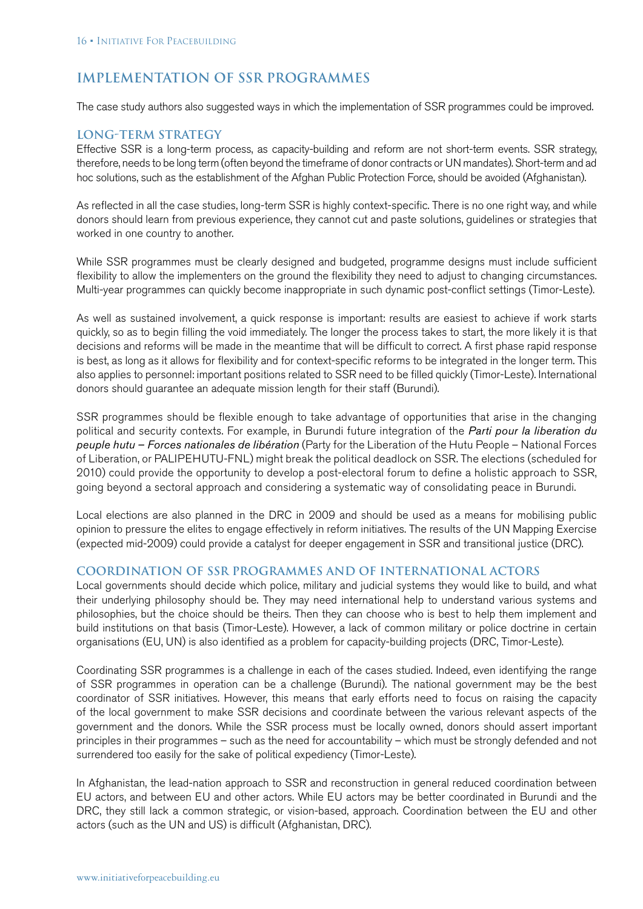## IMPLEMENTATION OF SSR PROGRAMMES

The case study authors also suggested ways in which the implementation of SSR programmes could be improved.

### LONG-TERM STRATEGY

Effective SSR is a long-term process, as capacity-building and reform are not short-term events. SSR strategy, therefore, needs to be long term (often beyond the timeframe of donor contracts or UN mandates). Short-term and ad hoc solutions, such as the establishment of the Afghan Public Protection Force, should be avoided (Afghanistan).

As reflected in all the case studies, long-term SSR is highly context-specific. There is no one right way, and while donors should learn from previous experience, they cannot cut and paste solutions, guidelines or strategies that worked in one country to another.

While SSR programmes must be clearly designed and budgeted, programme designs must include sufficient flexibility to allow the implementers on the ground the flexibility they need to adjust to changing circumstances. Multi-year programmes can quickly become inappropriate in such dynamic post-conflict settings (Timor-Leste).

As well as sustained involvement, a quick response is important: results are easiest to achieve if work starts quickly, so as to begin filling the void immediately. The longer the process takes to start, the more likely it is that decisions and reforms will be made in the meantime that will be difficult to correct. A first phase rapid response is best, as long as it allows for flexibility and for context-specific reforms to be integrated in the longer term. This also applies to personnel: important positions related to SSR need to be filled quickly (Timor-Leste). International donors should guarantee an adequate mission length for their staff (Burundi).

SSR programmes should be flexible enough to take advantage of opportunities that arise in the changing political and security contexts. For example, in Burundi future integration of the *Parti pour la liberation du peuple hutu – Forces nationales de libération* (Party for the Liberation of the Hutu People – National Forces of Liberation, or PALIPEHUTU-FNL) might break the political deadlock on SSR. The elections (scheduled for 2010) could provide the opportunity to develop a post-electoral forum to define a holistic approach to SSR, going beyond a sectoral approach and considering a systematic way of consolidating peace in Burundi.

Local elections are also planned in the DRC in 2009 and should be used as a means for mobilising public opinion to pressure the elites to engage effectively in reform initiatives. The results of the UN Mapping Exercise (expected mid-2009) could provide a catalyst for deeper engagement in SSR and transitional justice (DRC).

### COORDINATION OF SSR PROGRAMMES AND OF INTERNATIONAL ACTORS

Local governments should decide which police, military and judicial systems they would like to build, and what their underlying philosophy should be. They may need international help to understand various systems and philosophies, but the choice should be theirs. Then they can choose who is best to help them implement and build institutions on that basis (Timor-Leste). However, a lack of common military or police doctrine in certain organisations (EU, UN) is also identified as a problem for capacity-building projects (DRC, Timor-Leste).

Coordinating SSR programmes is a challenge in each of the cases studied. Indeed, even identifying the range of SSR programmes in operation can be a challenge (Burundi). The national government may be the best coordinator of SSR initiatives. However, this means that early efforts need to focus on raising the capacity of the local government to make SSR decisions and coordinate between the various relevant aspects of the government and the donors. While the SSR process must be locally owned, donors should assert important principles in their programmes – such as the need for accountability – which must be strongly defended and not surrendered too easily for the sake of political expediency (Timor-Leste).

In Afghanistan, the lead-nation approach to SSR and reconstruction in general reduced coordination between EU actors, and between EU and other actors. While EU actors may be better coordinated in Burundi and the DRC, they still lack a common strategic, or vision-based, approach. Coordination between the EU and other actors (such as the UN and US) is difficult (Afghanistan, DRC).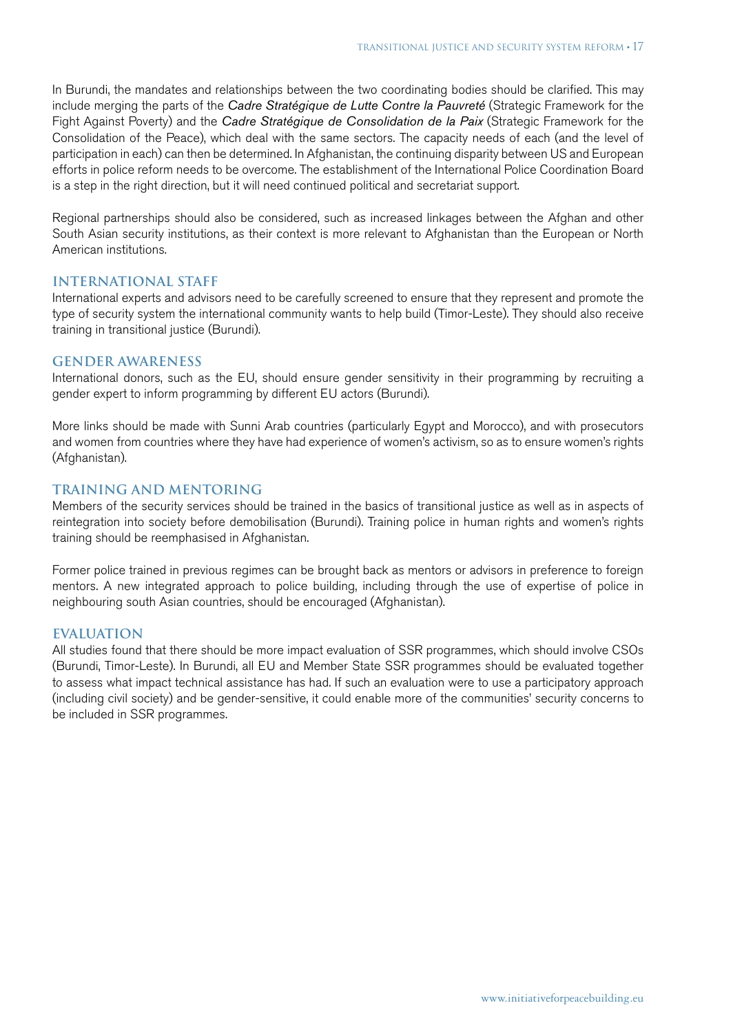In Burundi, the mandates and relationships between the two coordinating bodies should be clarified. This may include merging the parts of the *Cadre Stratégique de Lutte Contre la Pauvreté* (Strategic Framework for the Fight Against Poverty) and the *Cadre Stratégique de Consolidation de la Paix* (Strategic Framework for the Consolidation of the Peace), which deal with the same sectors. The capacity needs of each (and the level of participation in each) can then be determined. In Afghanistan, the continuing disparity between US and European efforts in police reform needs to be overcome. The establishment of the International Police Coordination Board is a step in the right direction, but it will need continued political and secretariat support.

Regional partnerships should also be considered, such as increased linkages between the Afghan and other South Asian security institutions, as their context is more relevant to Afghanistan than the European or North American institutions.

## INTERNATIONAL STAFF

International experts and advisors need to be carefully screened to ensure that they represent and promote the type of security system the international community wants to help build (Timor-Leste). They should also receive training in transitional justice (Burundi).

## GENDER AWARENESS

International donors, such as the EU, should ensure gender sensitivity in their programming by recruiting a gender expert to inform programming by different EU actors (Burundi).

More links should be made with Sunni Arab countries (particularly Egypt and Morocco), and with prosecutors and women from countries where they have had experience of women's activism, so as to ensure women's rights (Afghanistan).

## TRAINING AND MENTORING

Members of the security services should be trained in the basics of transitional justice as well as in aspects of reintegration into society before demobilisation (Burundi). Training police in human rights and women's rights training should be reemphasised in Afghanistan.

Former police trained in previous regimes can be brought back as mentors or advisors in preference to foreign mentors. A new integrated approach to police building, including through the use of expertise of police in neighbouring south Asian countries, should be encouraged (Afghanistan).

## EVALUATION

All studies found that there should be more impact evaluation of SSR programmes, which should involve CSOs (Burundi, Timor-Leste). In Burundi, all EU and Member State SSR programmes should be evaluated together to assess what impact technical assistance has had. If such an evaluation were to use a participatory approach (including civil society) and be gender-sensitive, it could enable more of the communities' security concerns to be included in SSR programmes.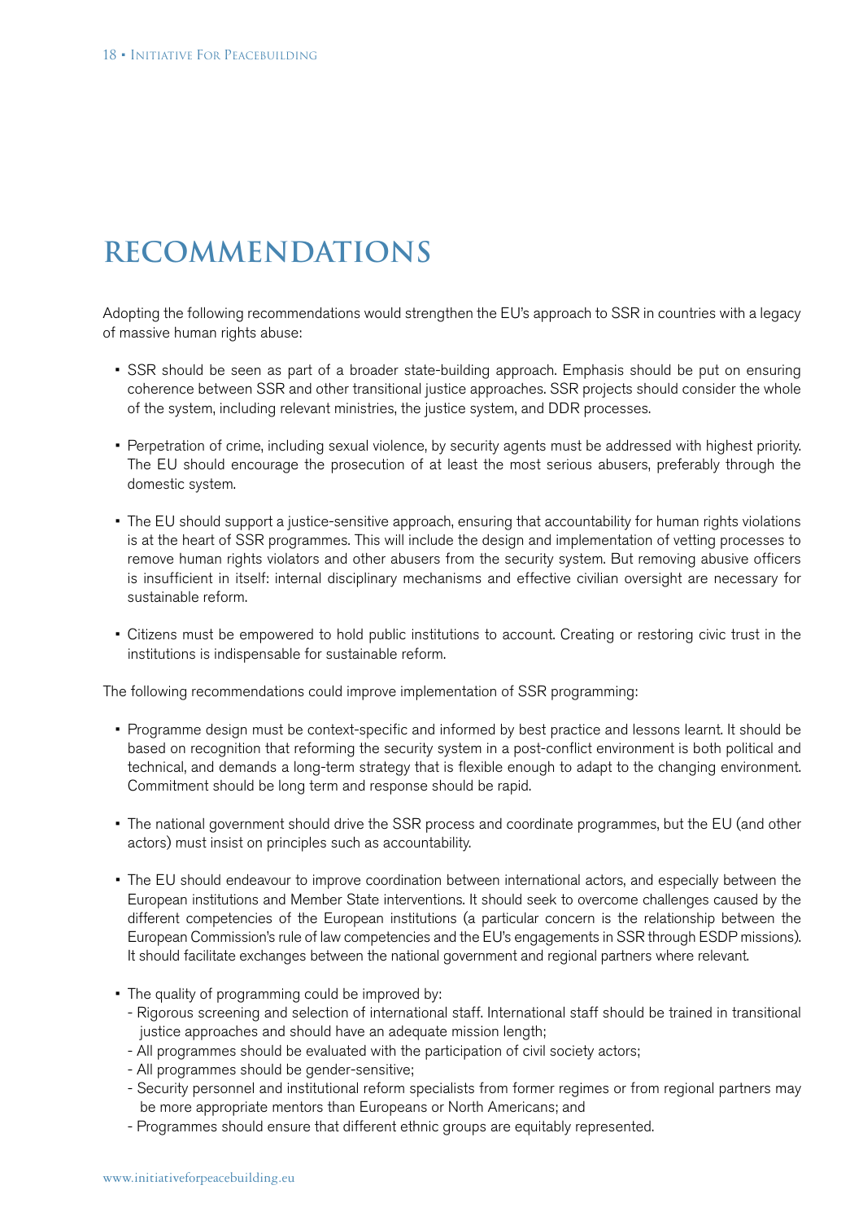# RECOMMENDATIONS

Adopting the following recommendations would strengthen the EU's approach to SSR in countries with a legacy of massive human rights abuse:

- SSR should be seen as part of a broader state-building approach. Emphasis should be put on ensuring coherence between SSR and other transitional justice approaches. SSR projects should consider the whole of the system, including relevant ministries, the justice system, and DDR processes.
- Perpetration of crime, including sexual violence, by security agents must be addressed with highest priority. The EU should encourage the prosecution of at least the most serious abusers, preferably through the domestic system.
- The EU should support a justice-sensitive approach, ensuring that accountability for human rights violations is at the heart of SSR programmes. This will include the design and implementation of vetting processes to remove human rights violators and other abusers from the security system. But removing abusive officers is insufficient in itself: internal disciplinary mechanisms and effective civilian oversight are necessary for sustainable reform.
- Citizens must be empowered to hold public institutions to account. Creating or restoring civic trust in the institutions is indispensable for sustainable reform.

The following recommendations could improve implementation of SSR programming:

- Programme design must be context-specific and informed by best practice and lessons learnt. It should be based on recognition that reforming the security system in a post-conflict environment is both political and technical, and demands a long-term strategy that is flexible enough to adapt to the changing environment. Commitment should be long term and response should be rapid.
- The national government should drive the SSR process and coordinate programmes, but the EU (and other actors) must insist on principles such as accountability.
- The EU should endeavour to improve coordination between international actors, and especially between the European institutions and Member State interventions. It should seek to overcome challenges caused by the different competencies of the European institutions (a particular concern is the relationship between the European Commission's rule of law competencies and the EU's engagements in SSR through ESDP missions). It should facilitate exchanges between the national government and regional partners where relevant.
- The quality of programming could be improved by:
  - Rigorous screening and selection of international staff. International staff should be trained in transitional justice approaches and should have an adequate mission length;
  - All programmes should be evaluated with the participation of civil society actors;
  - All programmes should be gender-sensitive;
  - Security personnel and institutional reform specialists from former regimes or from regional partners may be more appropriate mentors than Europeans or North Americans; and
  - Programmes should ensure that different ethnic groups are equitably represented.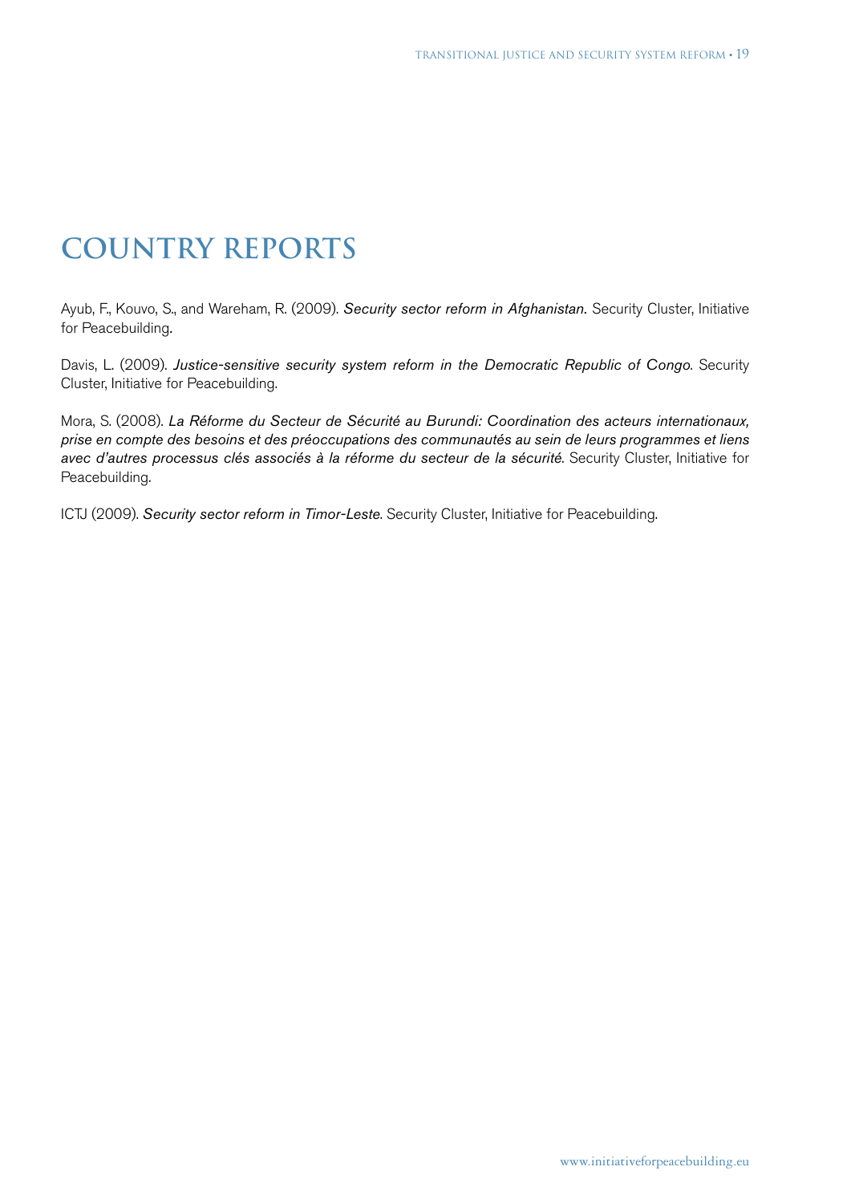# COUNTRY REPORTS

Ayub, F., Kouvo, S., and Wareham, R. (2009). *Security sector reform in Afghanistan.* Security Cluster, Initiative for Peacebuilding.

Davis, L. (2009). *Justice-sensitive security system reform in the Democratic Republic of Congo*. Security Cluster, Initiative for Peacebuilding.

Mora, S. (2008). *La Réforme du Secteur de Sécurité au Burundi: Coordination des acteurs internationaux, prise en compte des besoins et des préoccupations des communautés au sein de leurs programmes et liens avec d'autres processus clés associés à la réforme du secteur de la sécurité*. Security Cluster, Initiative for Peacebuilding.

ICTJ (2009). *Security sector reform in Timor-Leste*. Security Cluster, Initiative for Peacebuilding.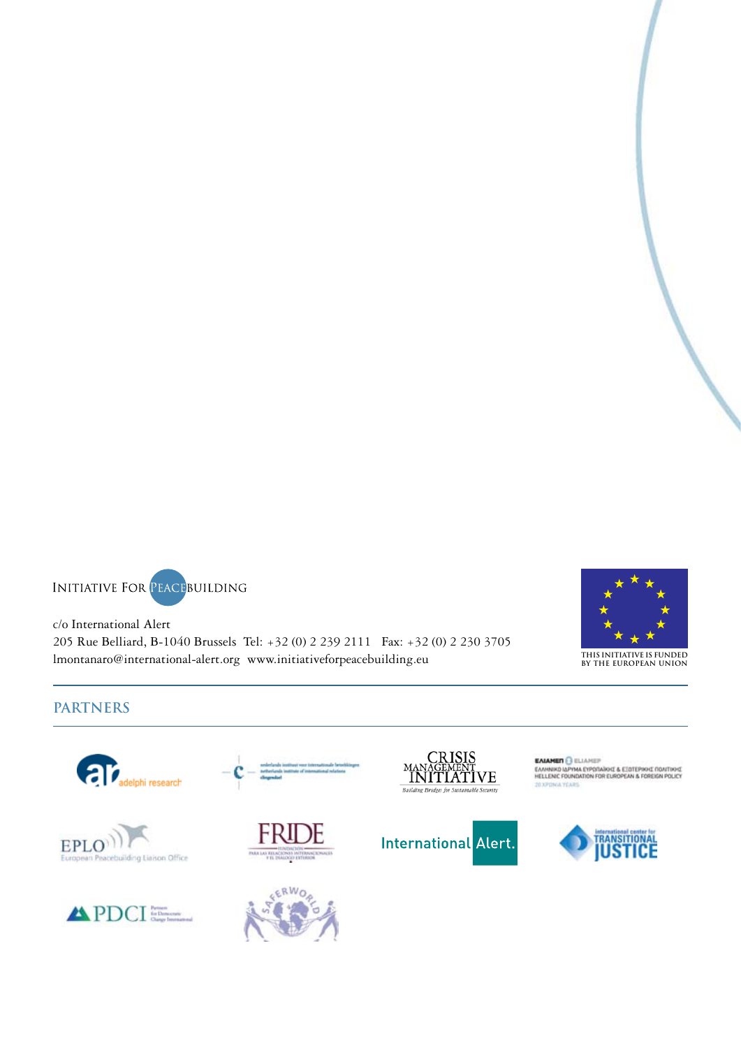Initiative For Peacebuilding

c/o International Alert
205 Rue Belliard, B-1040 Brussels Tel: +32 (0) 2 239 2111 Fax: +32 (0) 2 230 3705
lmontanaro@international-alert.org www.initiativeforpeacebuilding.eu

THIS INITIATIVE IS FUNDED BY THE EUROPEAN UNION

## PARTNERS